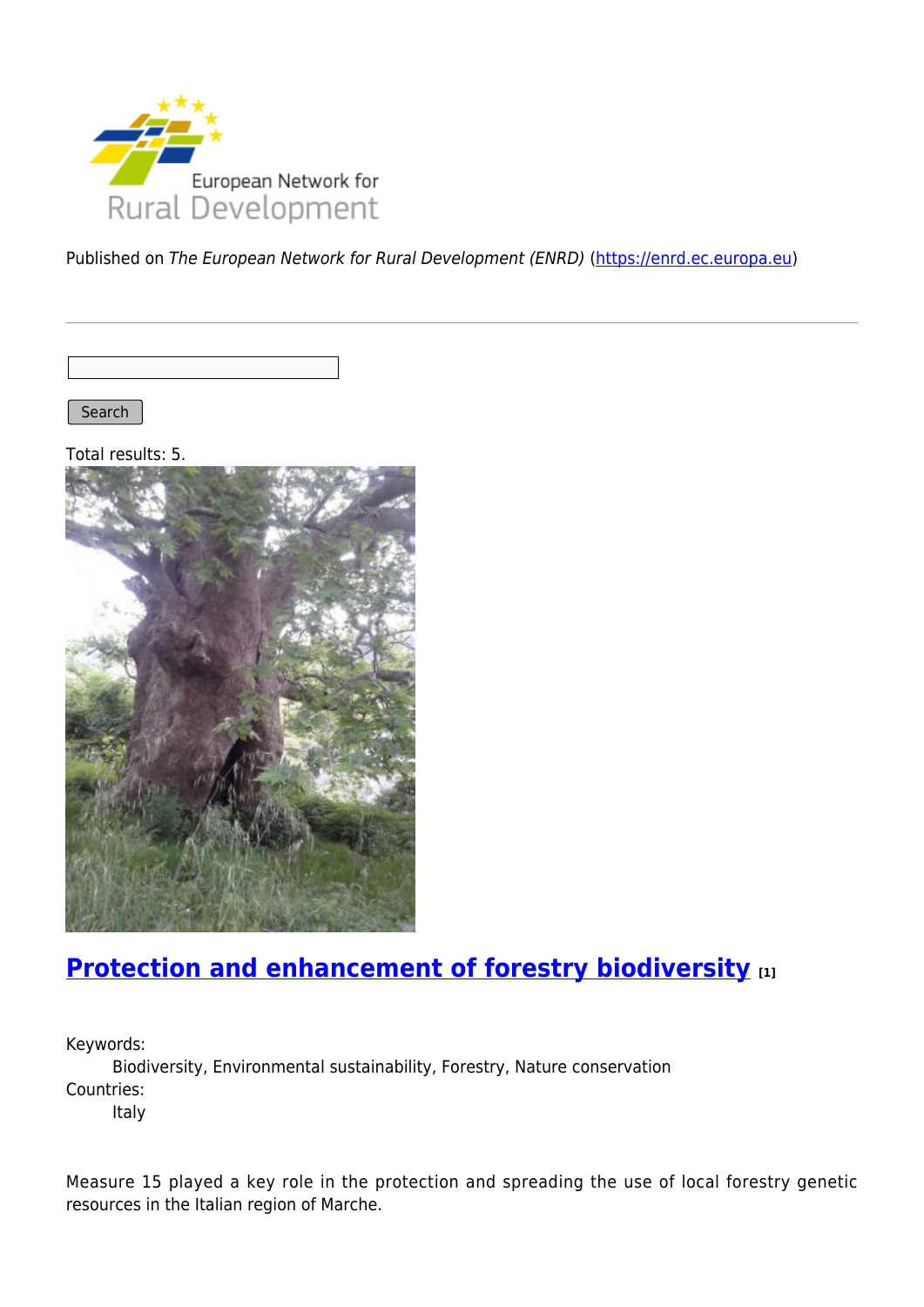Published on *The European Network for Rural Development (ENRD)* (https://enrd.ec.europa.eu)

Search

Total results: 5.

## Protection and enhancement of forestry biodiversity [1]

Keywords:
Biodiversity, Environmental sustainability, Forestry, Nature conservation

Countries:
Italy

Measure 15 played a key role in the protection and spreading the use of local forestry genetic resources in the Italian region of Marche.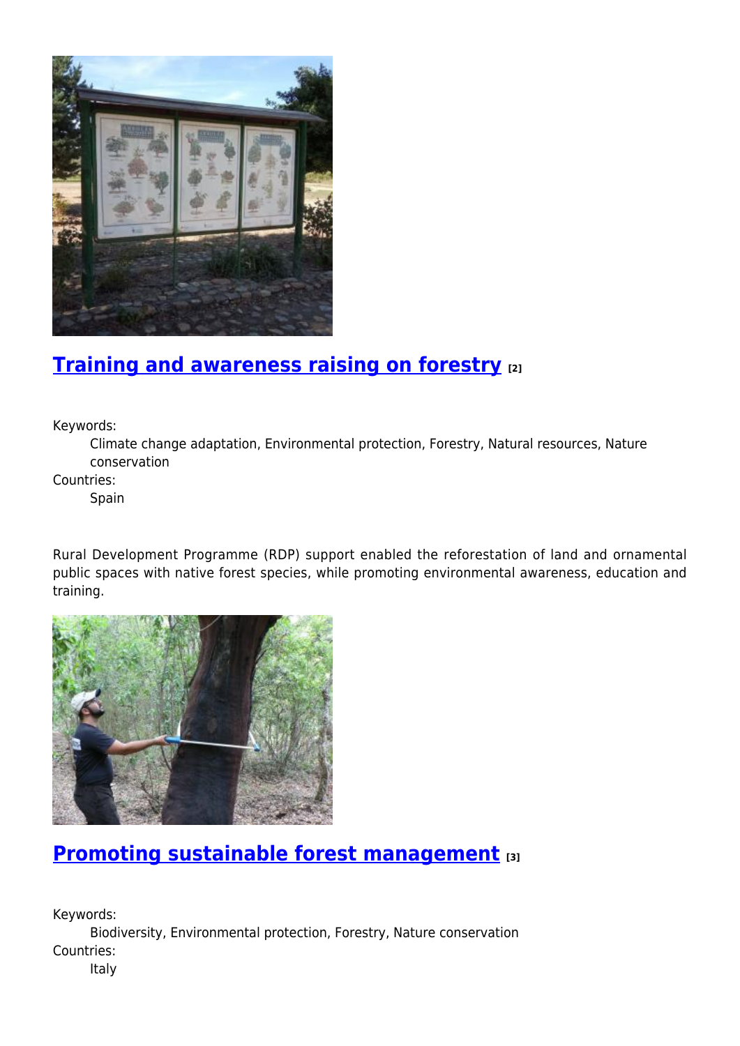## Training and awareness raising on forestry [2]

Keywords:
: Climate change adaptation, Environmental protection, Forestry, Natural resources, Nature conservation

Countries:
: Spain

Rural Development Programme (RDP) support enabled the reforestation of land and ornamental public spaces with native forest species, while promoting environmental awareness, education and training.

## Promoting sustainable forest management [3]

Keywords:
: Biodiversity, Environmental protection, Forestry, Nature conservation

Countries:
: Italy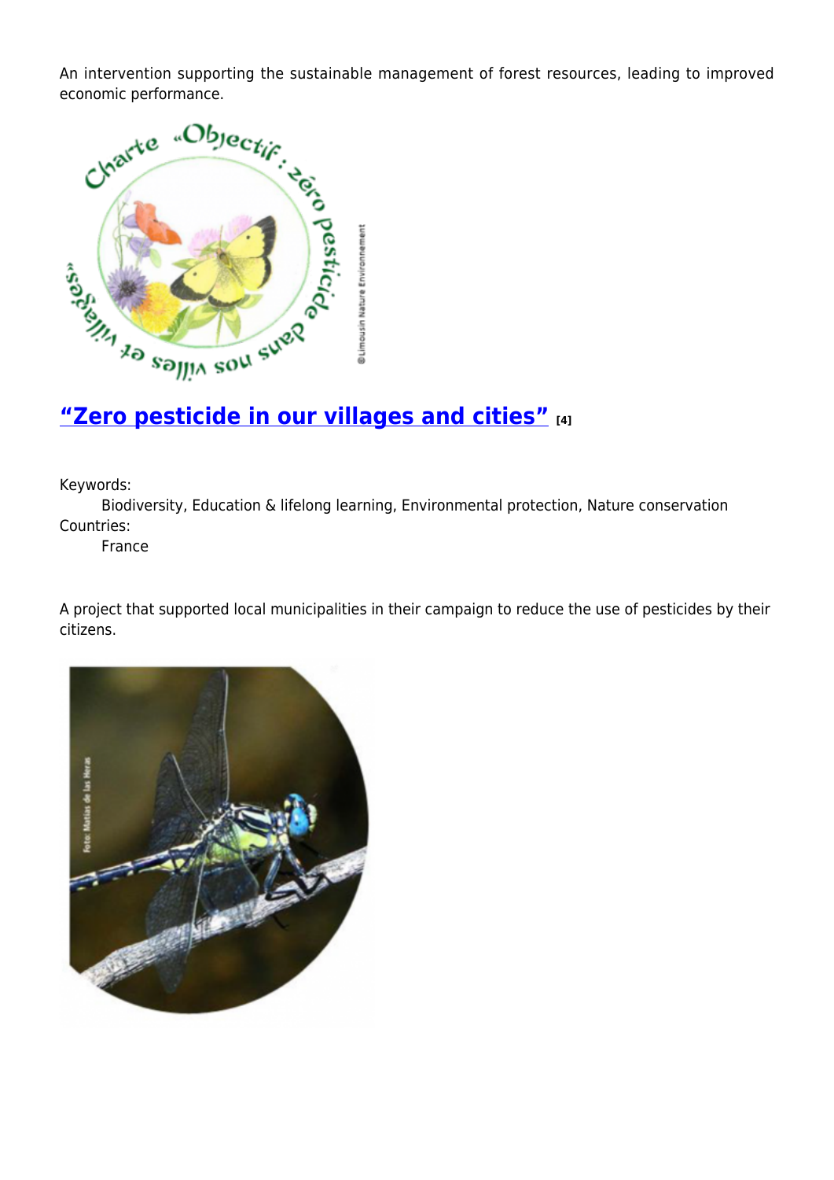An intervention supporting the sustainable management of forest resources, leading to improved economic performance.

## “Zero pesticide in our villages and cities” [4]

Keywords:

Biodiversity, Education & lifelong learning, Environmental protection, Nature conservation

Countries:

France

A project that supported local municipalities in their campaign to reduce the use of pesticides by their citizens.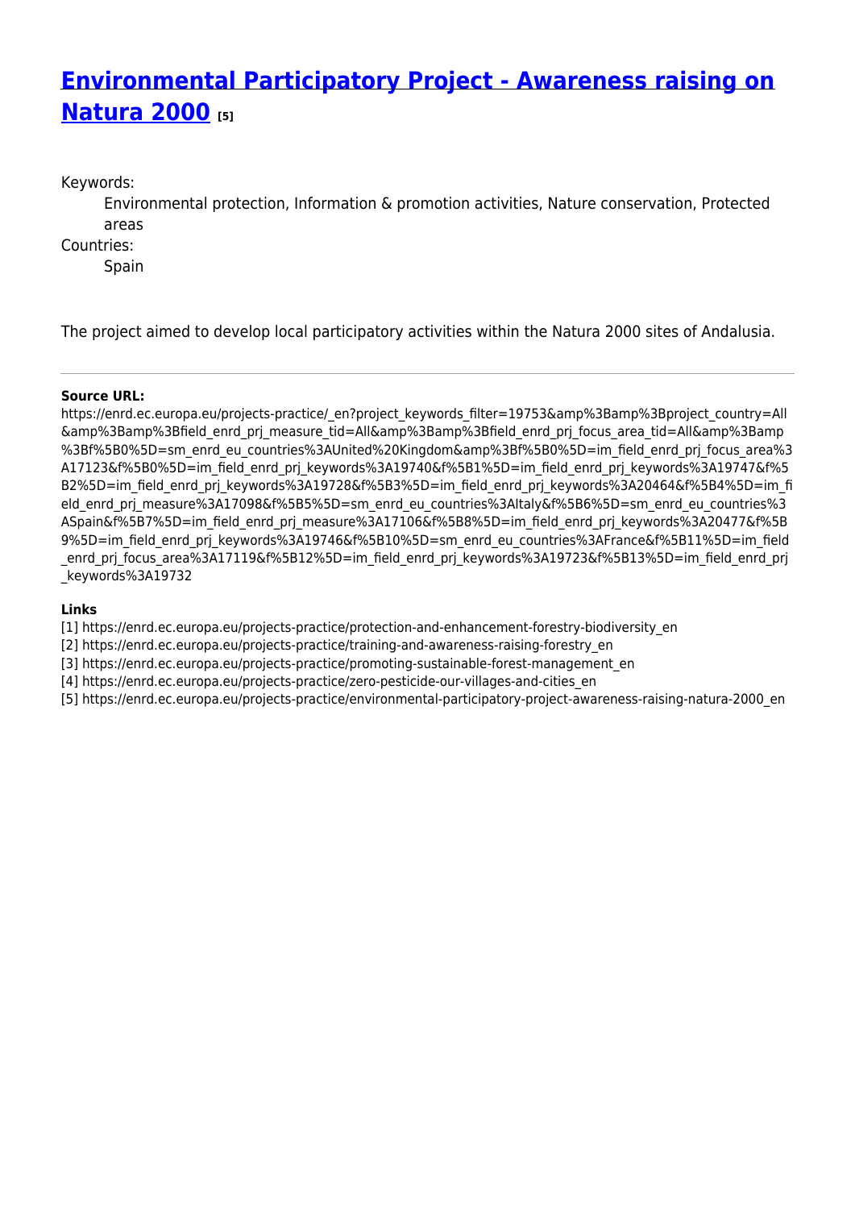## [Environmental Participatory Project - Awareness raising on Natura 2000](https://enrd.ec.europa.eu/projects-practice/environmental-participatory-project-awareness-raising-natura-2000_en) [5]

Keywords:
: Environmental protection, Information & promotion activities, Nature conservation, Protected areas

Countries:
: Spain

The project aimed to develop local participatory activities within the Natura 2000 sites of Andalusia.

---

**Source URL:**
https://enrd.ec.europa.eu/projects-practice/_en?project_keywords_filter=19753&amp%3Bamp%3Bproject_country=All&amp%3Bamp%3Bfield_enrd_prj_measure_tid=All&amp%3Bamp%3Bfield_enrd_prj_focus_area_tid=All&amp%3Bamp%3Bf%5B0%5D=sm_enrd_eu_countries%3AUnited%20Kingdom&amp%3Bf%5B0%5D=im_field_enrd_prj_focus_area%3A17123&f%5B0%5D=im_field_enrd_prj_keywords%3A19740&f%5B1%5D=im_field_enrd_prj_keywords%3A19747&f%5B2%5D=im_field_enrd_prj_keywords%3A19728&f%5B3%5D=im_field_enrd_prj_keywords%3A20464&f%5B4%5D=im_field_enrd_prj_measure%3A17098&f%5B5%5D=sm_enrd_eu_countries%3AItaly&f%5B6%5D=sm_enrd_eu_countries%3ASpain&f%5B7%5D=im_field_enrd_prj_measure%3A17106&f%5B8%5D=im_field_enrd_prj_keywords%3A20477&f%5B9%5D=im_field_enrd_prj_keywords%3A19746&f%5B10%5D=sm_enrd_eu_countries%3AFrance&f%5B11%5D=im_field_enrd_prj_focus_area%3A17119&f%5B12%5D=im_field_enrd_prj_keywords%3A19723&f%5B13%5D=im_field_enrd_prj_keywords%3A19732

**Links**
[1] https://enrd.ec.europa.eu/projects-practice/protection-and-enhancement-forestry-biodiversity_en
[2] https://enrd.ec.europa.eu/projects-practice/training-and-awareness-raising-forestry_en
[3] https://enrd.ec.europa.eu/projects-practice/promoting-sustainable-forest-management_en
[4] https://enrd.ec.europa.eu/projects-practice/zero-pesticide-our-villages-and-cities_en
[5] https://enrd.ec.europa.eu/projects-practice/environmental-participatory-project-awareness-raising-natura-2000_en